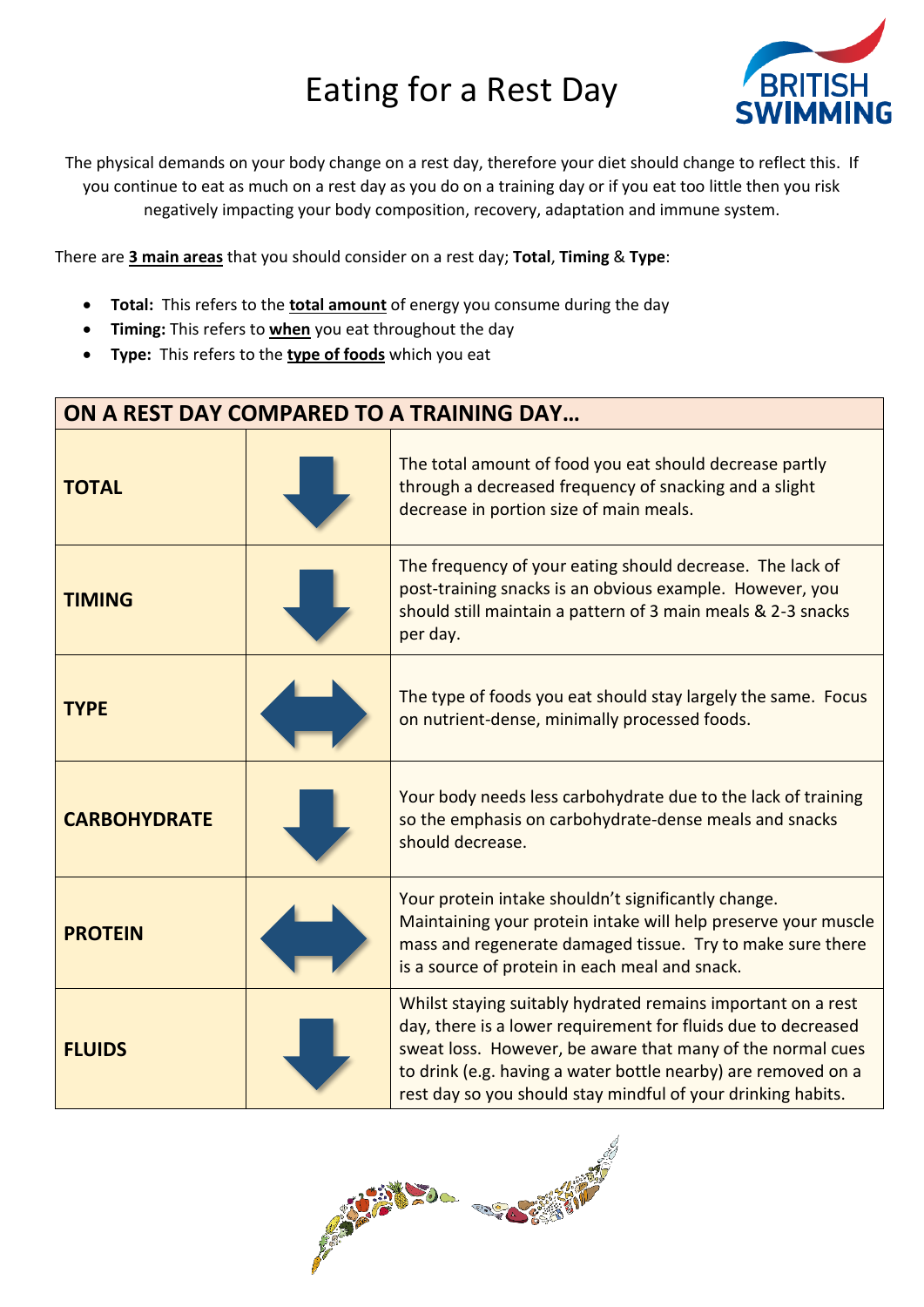# Eating for a Rest Day

The physical demands on your body change on a rest day, therefore your diet should change to reflect this. If you continue to eat as much on a rest day as you do on a training day or if you eat too little then you risk negatively impacting your body composition, recovery, adaptation and immune system.

There are **3 main areas** that you should consider on a rest day; **Total**, **Timing** & **Type**:

- **Total:** This refers to the **total amount** of energy you consume during the day
- **Timing:** This refers to **when** you eat throughout the day
- **Type:** This refers to the **type of foods** which you eat

| ON A REST DAY COMPARED TO A TRAINING DAY… | | |
|---|---|---|
| **TOTAL** | ↓ | The total amount of food you eat should decrease partly through a decreased frequency of snacking and a slight decrease in portion size of main meals. |
| **TIMING** | ↓ | The frequency of your eating should decrease. The lack of post-training snacks is an obvious example. However, you should still maintain a pattern of 3 main meals & 2-3 snacks per day. |
| **TYPE** | ↔ | The type of foods you eat should stay largely the same. Focus on nutrient-dense, minimally processed foods. |
| **CARBOHYDRATE** | ↓ | Your body needs less carbohydrate due to the lack of training so the emphasis on carbohydrate-dense meals and snacks should decrease. |
| **PROTEIN** | ↔ | Your protein intake shouldn't significantly change. Maintaining your protein intake will help preserve your muscle mass and regenerate damaged tissue. Try to make sure there is a source of protein in each meal and snack. |
| **FLUIDS** | ↓ | Whilst staying suitably hydrated remains important on a rest day, there is a lower requirement for fluids due to decreased sweat loss. However, be aware that many of the normal cues to drink (e.g. having a water bottle nearby) are removed on a rest day so you should stay mindful of your drinking habits. |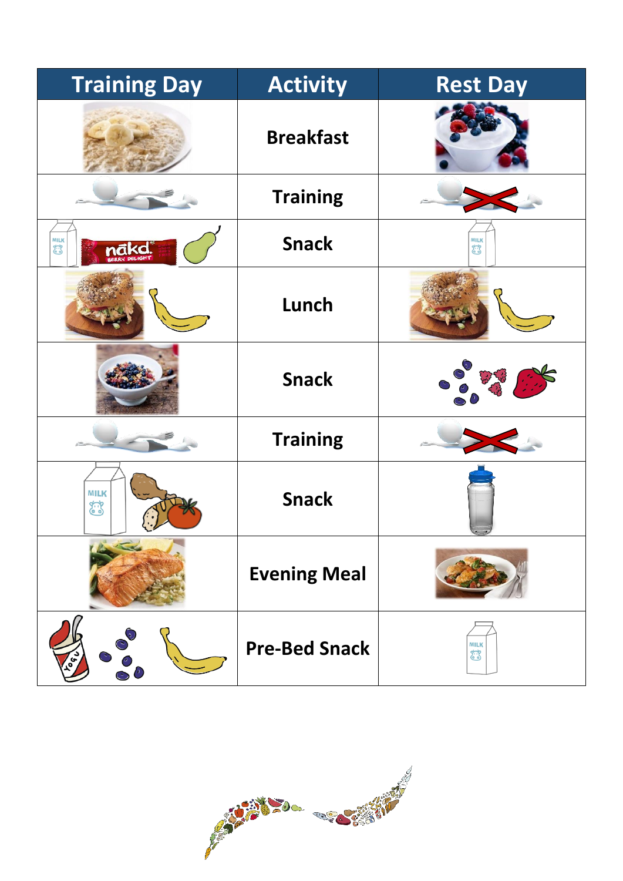| Training Day | Activity | Rest Day |
|---|---|---|
| | Breakfast | |
| | Training | |
| MILK nākd. BERRY DELIGHT | Snack | MILK |
| | Lunch | |
| | Snack | |
| | Training | |
| MILK | Snack | |
| | Evening Meal | |
| YOGU | Pre-Bed Snack | MILK |